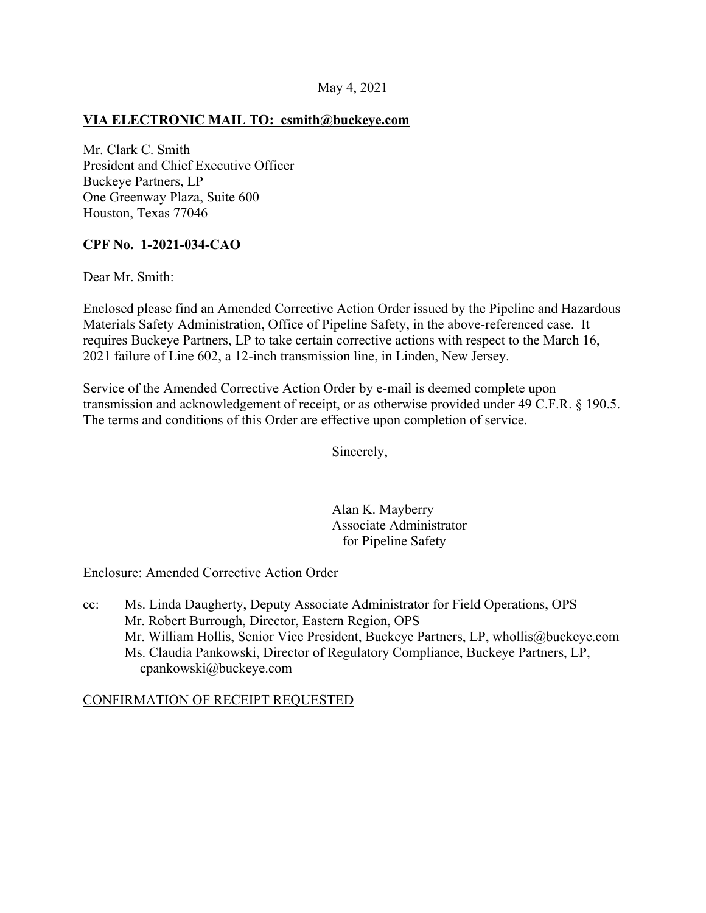May 4, 2021

**VIA ELECTRONIC MAIL TO: csmith@buckeye.com**

Mr. Clark C. Smith
President and Chief Executive Officer
Buckeye Partners, LP
One Greenway Plaza, Suite 600
Houston, Texas 77046

**CPF No. 1-2021-034-CAO**

Dear Mr. Smith:

Enclosed please find an Amended Corrective Action Order issued by the Pipeline and Hazardous Materials Safety Administration, Office of Pipeline Safety, in the above-referenced case. It requires Buckeye Partners, LP to take certain corrective actions with respect to the March 16, 2021 failure of Line 602, a 12-inch transmission line, in Linden, New Jersey.

Service of the Amended Corrective Action Order by e-mail is deemed complete upon transmission and acknowledgement of receipt, or as otherwise provided under 49 C.F.R. § 190.5. The terms and conditions of this Order are effective upon completion of service.

Sincerely,

Alan K. Mayberry
Associate Administrator
for Pipeline Safety

Enclosure: Amended Corrective Action Order

cc: Ms. Linda Daugherty, Deputy Associate Administrator for Field Operations, OPS
Mr. Robert Burrough, Director, Eastern Region, OPS
Mr. William Hollis, Senior Vice President, Buckeye Partners, LP, whollis@buckeye.com
Ms. Claudia Pankowski, Director of Regulatory Compliance, Buckeye Partners, LP, cpankowski@buckeye.com

CONFIRMATION OF RECEIPT REQUESTED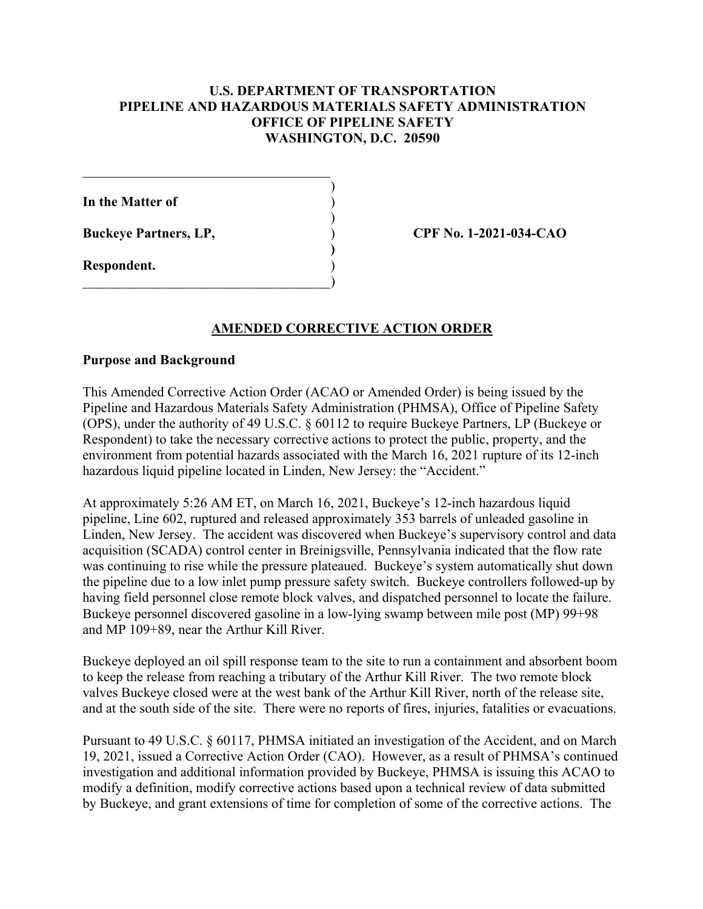**U.S. DEPARTMENT OF TRANSPORTATION**
**PIPELINE AND HAZARDOUS MATERIALS SAFETY ADMINISTRATION**
**OFFICE OF PIPELINE SAFETY**
**WASHINGTON, D.C. 20590**

| | |
|---|---|
| **In the Matter of** | |
| **Buckeye Partners, LP,** | **CPF No. 1-2021-034-CAO** |
| **Respondent.** | |

## AMENDED CORRECTIVE ACTION ORDER

### Purpose and Background

This Amended Corrective Action Order (ACAO or Amended Order) is being issued by the Pipeline and Hazardous Materials Safety Administration (PHMSA), Office of Pipeline Safety (OPS), under the authority of 49 U.S.C. § 60112 to require Buckeye Partners, LP (Buckeye or Respondent) to take the necessary corrective actions to protect the public, property, and the environment from potential hazards associated with the March 16, 2021 rupture of its 12-inch hazardous liquid pipeline located in Linden, New Jersey: the "Accident."

At approximately 5:26 AM ET, on March 16, 2021, Buckeye's 12-inch hazardous liquid pipeline, Line 602, ruptured and released approximately 353 barrels of unleaded gasoline in Linden, New Jersey. The accident was discovered when Buckeye's supervisory control and data acquisition (SCADA) control center in Breinigsville, Pennsylvania indicated that the flow rate was continuing to rise while the pressure plateaued. Buckeye's system automatically shut down the pipeline due to a low inlet pump pressure safety switch. Buckeye controllers followed-up by having field personnel close remote block valves, and dispatched personnel to locate the failure. Buckeye personnel discovered gasoline in a low-lying swamp between mile post (MP) 99+98 and MP 109+89, near the Arthur Kill River.

Buckeye deployed an oil spill response team to the site to run a containment and absorbent boom to keep the release from reaching a tributary of the Arthur Kill River. The two remote block valves Buckeye closed were at the west bank of the Arthur Kill River, north of the release site, and at the south side of the site. There were no reports of fires, injuries, fatalities or evacuations.

Pursuant to 49 U.S.C. § 60117, PHMSA initiated an investigation of the Accident, and on March 19, 2021, issued a Corrective Action Order (CAO). However, as a result of PHMSA's continued investigation and additional information provided by Buckeye, PHMSA is issuing this ACAO to modify a definition, modify corrective actions based upon a technical review of data submitted by Buckeye, and grant extensions of time for completion of some of the corrective actions. The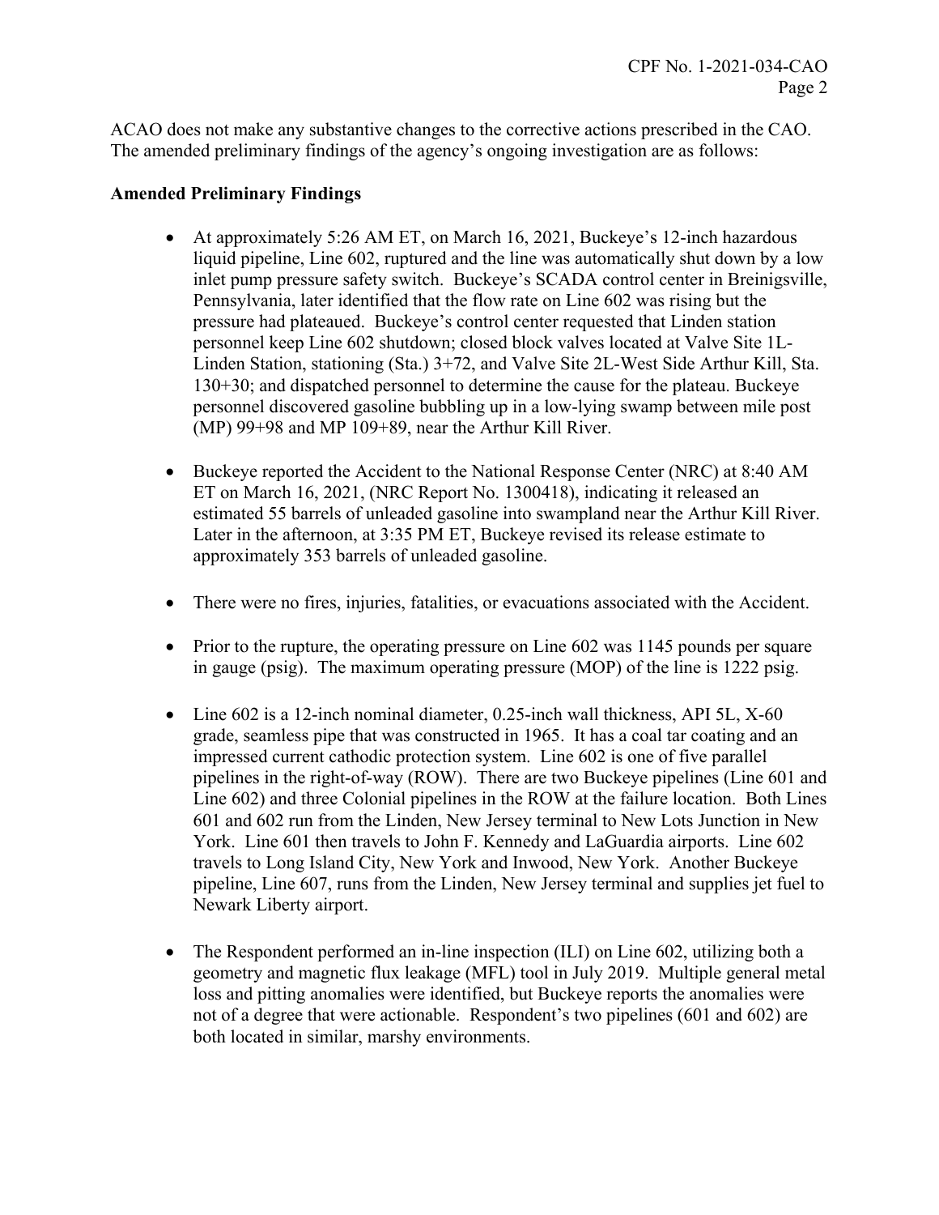ACAO does not make any substantive changes to the corrective actions prescribed in the CAO. The amended preliminary findings of the agency's ongoing investigation are as follows:

**Amended Preliminary Findings**

- At approximately 5:26 AM ET, on March 16, 2021, Buckeye's 12-inch hazardous liquid pipeline, Line 602, ruptured and the line was automatically shut down by a low inlet pump pressure safety switch. Buckeye's SCADA control center in Breinigsville, Pennsylvania, later identified that the flow rate on Line 602 was rising but the pressure had plateaued. Buckeye's control center requested that Linden station personnel keep Line 602 shutdown; closed block valves located at Valve Site 1L-Linden Station, stationing (Sta.) 3+72, and Valve Site 2L-West Side Arthur Kill, Sta. 130+30; and dispatched personnel to determine the cause for the plateau. Buckeye personnel discovered gasoline bubbling up in a low-lying swamp between mile post (MP) 99+98 and MP 109+89, near the Arthur Kill River.

- Buckeye reported the Accident to the National Response Center (NRC) at 8:40 AM ET on March 16, 2021, (NRC Report No. 1300418), indicating it released an estimated 55 barrels of unleaded gasoline into swampland near the Arthur Kill River. Later in the afternoon, at 3:35 PM ET, Buckeye revised its release estimate to approximately 353 barrels of unleaded gasoline.

- There were no fires, injuries, fatalities, or evacuations associated with the Accident.

- Prior to the rupture, the operating pressure on Line 602 was 1145 pounds per square in gauge (psig). The maximum operating pressure (MOP) of the line is 1222 psig.

- Line 602 is a 12-inch nominal diameter, 0.25-inch wall thickness, API 5L, X-60 grade, seamless pipe that was constructed in 1965. It has a coal tar coating and an impressed current cathodic protection system. Line 602 is one of five parallel pipelines in the right-of-way (ROW). There are two Buckeye pipelines (Line 601 and Line 602) and three Colonial pipelines in the ROW at the failure location. Both Lines 601 and 602 run from the Linden, New Jersey terminal to New Lots Junction in New York. Line 601 then travels to John F. Kennedy and LaGuardia airports. Line 602 travels to Long Island City, New York and Inwood, New York. Another Buckeye pipeline, Line 607, runs from the Linden, New Jersey terminal and supplies jet fuel to Newark Liberty airport.

- The Respondent performed an in-line inspection (ILI) on Line 602, utilizing both a geometry and magnetic flux leakage (MFL) tool in July 2019. Multiple general metal loss and pitting anomalies were identified, but Buckeye reports the anomalies were not of a degree that were actionable. Respondent's two pipelines (601 and 602) are both located in similar, marshy environments.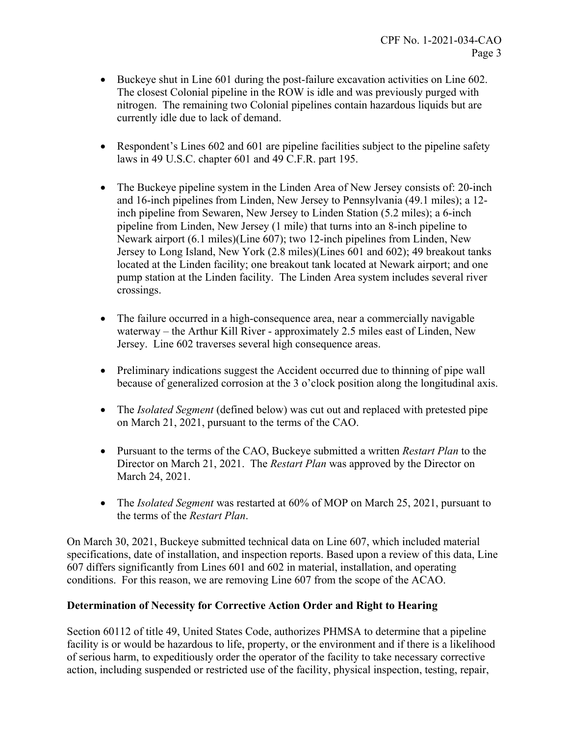- Buckeye shut in Line 601 during the post-failure excavation activities on Line 602. The closest Colonial pipeline in the ROW is idle and was previously purged with nitrogen. The remaining two Colonial pipelines contain hazardous liquids but are currently idle due to lack of demand.

- Respondent's Lines 602 and 601 are pipeline facilities subject to the pipeline safety laws in 49 U.S.C. chapter 601 and 49 C.F.R. part 195.

- The Buckeye pipeline system in the Linden Area of New Jersey consists of: 20-inch and 16-inch pipelines from Linden, New Jersey to Pennsylvania (49.1 miles); a 12-inch pipeline from Sewaren, New Jersey to Linden Station (5.2 miles); a 6-inch pipeline from Linden, New Jersey (1 mile) that turns into an 8-inch pipeline to Newark airport (6.1 miles)(Line 607); two 12-inch pipelines from Linden, New Jersey to Long Island, New York (2.8 miles)(Lines 601 and 602); 49 breakout tanks located at the Linden facility; one breakout tank located at Newark airport; and one pump station at the Linden facility. The Linden Area system includes several river crossings.

- The failure occurred in a high-consequence area, near a commercially navigable waterway – the Arthur Kill River - approximately 2.5 miles east of Linden, New Jersey. Line 602 traverses several high consequence areas.

- Preliminary indications suggest the Accident occurred due to thinning of pipe wall because of generalized corrosion at the 3 o'clock position along the longitudinal axis.

- The *Isolated Segment* (defined below) was cut out and replaced with pretested pipe on March 21, 2021, pursuant to the terms of the CAO.

- Pursuant to the terms of the CAO, Buckeye submitted a written *Restart Plan* to the Director on March 21, 2021. The *Restart Plan* was approved by the Director on March 24, 2021.

- The *Isolated Segment* was restarted at 60% of MOP on March 25, 2021, pursuant to the terms of the *Restart Plan*.

On March 30, 2021, Buckeye submitted technical data on Line 607, which included material specifications, date of installation, and inspection reports. Based upon a review of this data, Line 607 differs significantly from Lines 601 and 602 in material, installation, and operating conditions. For this reason, we are removing Line 607 from the scope of the ACAO.

**Determination of Necessity for Corrective Action Order and Right to Hearing**

Section 60112 of title 49, United States Code, authorizes PHMSA to determine that a pipeline facility is or would be hazardous to life, property, or the environment and if there is a likelihood of serious harm, to expeditiously order the operator of the facility to take necessary corrective action, including suspended or restricted use of the facility, physical inspection, testing, repair,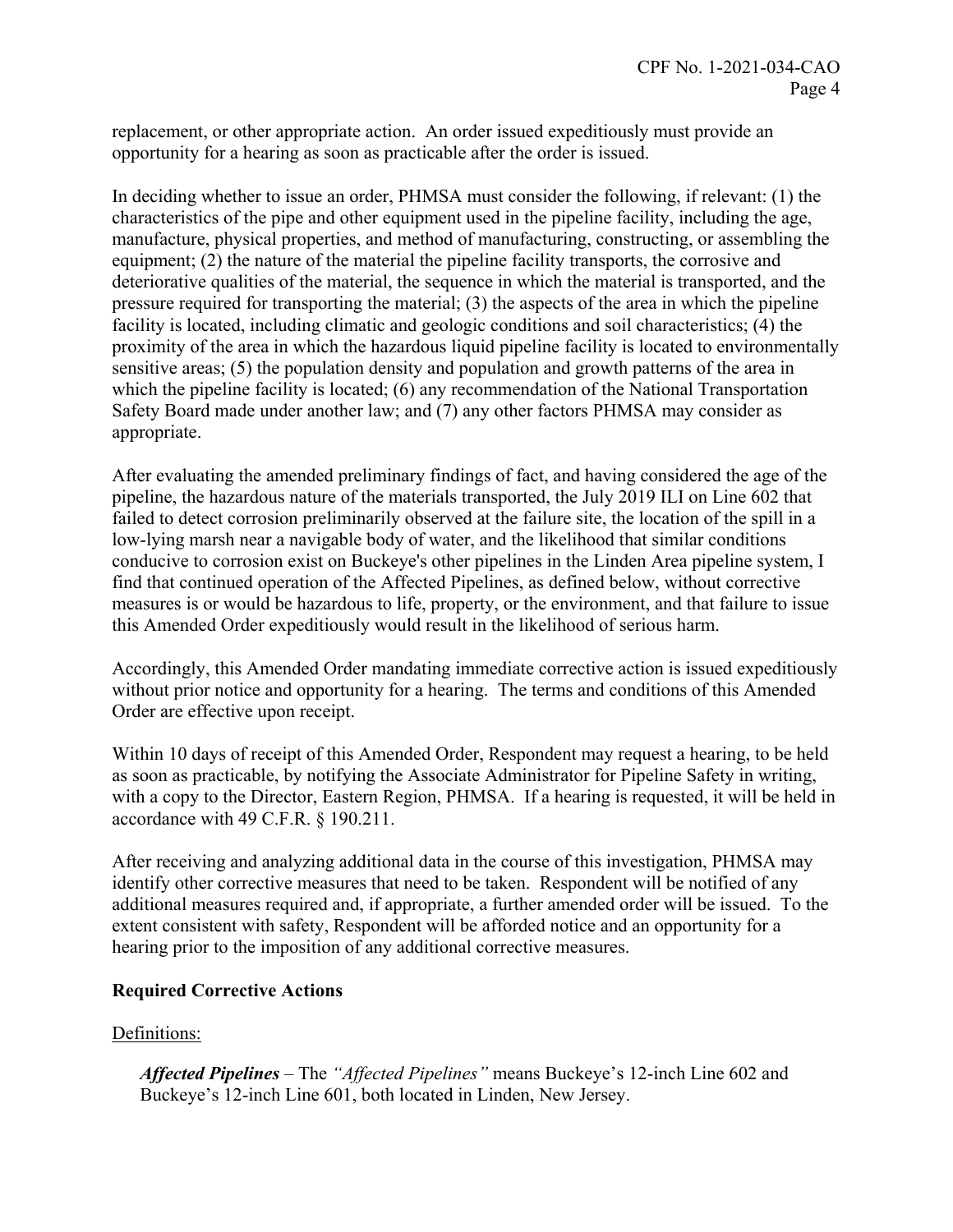replacement, or other appropriate action. An order issued expeditiously must provide an opportunity for a hearing as soon as practicable after the order is issued.

In deciding whether to issue an order, PHMSA must consider the following, if relevant: (1) the characteristics of the pipe and other equipment used in the pipeline facility, including the age, manufacture, physical properties, and method of manufacturing, constructing, or assembling the equipment; (2) the nature of the material the pipeline facility transports, the corrosive and deteriorative qualities of the material, the sequence in which the material is transported, and the pressure required for transporting the material; (3) the aspects of the area in which the pipeline facility is located, including climatic and geologic conditions and soil characteristics; (4) the proximity of the area in which the hazardous liquid pipeline facility is located to environmentally sensitive areas; (5) the population density and population and growth patterns of the area in which the pipeline facility is located; (6) any recommendation of the National Transportation Safety Board made under another law; and (7) any other factors PHMSA may consider as appropriate.

After evaluating the amended preliminary findings of fact, and having considered the age of the pipeline, the hazardous nature of the materials transported, the July 2019 ILI on Line 602 that failed to detect corrosion preliminarily observed at the failure site, the location of the spill in a low-lying marsh near a navigable body of water, and the likelihood that similar conditions conducive to corrosion exist on Buckeye's other pipelines in the Linden Area pipeline system, I find that continued operation of the Affected Pipelines, as defined below, without corrective measures is or would be hazardous to life, property, or the environment, and that failure to issue this Amended Order expeditiously would result in the likelihood of serious harm.

Accordingly, this Amended Order mandating immediate corrective action is issued expeditiously without prior notice and opportunity for a hearing. The terms and conditions of this Amended Order are effective upon receipt.

Within 10 days of receipt of this Amended Order, Respondent may request a hearing, to be held as soon as practicable, by notifying the Associate Administrator for Pipeline Safety in writing, with a copy to the Director, Eastern Region, PHMSA. If a hearing is requested, it will be held in accordance with 49 C.F.R. § 190.211.

After receiving and analyzing additional data in the course of this investigation, PHMSA may identify other corrective measures that need to be taken. Respondent will be notified of any additional measures required and, if appropriate, a further amended order will be issued. To the extent consistent with safety, Respondent will be afforded notice and an opportunity for a hearing prior to the imposition of any additional corrective measures.

## Required Corrective Actions

Definitions:

***Affected Pipelines*** – The *"Affected Pipelines"* means Buckeye's 12-inch Line 602 and Buckeye's 12-inch Line 601, both located in Linden, New Jersey.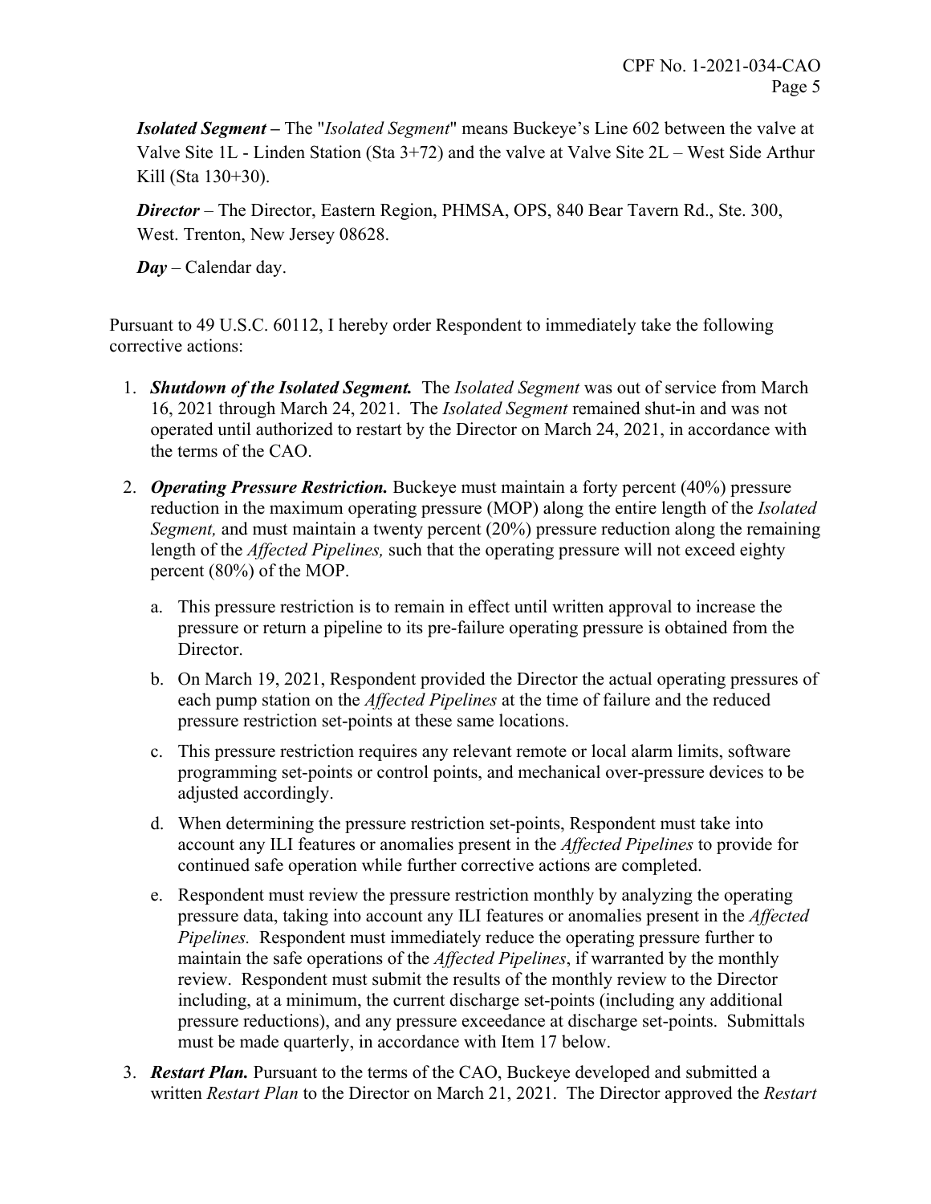***Isolated Segment* –** The "*Isolated Segment*" means Buckeye's Line 602 between the valve at Valve Site 1L - Linden Station (Sta 3+72) and the valve at Valve Site 2L – West Side Arthur Kill (Sta 130+30).

***Director*** – The Director, Eastern Region, PHMSA, OPS, 840 Bear Tavern Rd., Ste. 300, West. Trenton, New Jersey 08628.

***Day*** – Calendar day.

Pursuant to 49 U.S.C. 60112, I hereby order Respondent to immediately take the following corrective actions:

1. ***Shutdown of the Isolated Segment.*** The *Isolated Segment* was out of service from March 16, 2021 through March 24, 2021. The *Isolated Segment* remained shut-in and was not operated until authorized to restart by the Director on March 24, 2021, in accordance with the terms of the CAO.

2. ***Operating Pressure Restriction.*** Buckeye must maintain a forty percent (40%) pressure reduction in the maximum operating pressure (MOP) along the entire length of the *Isolated Segment,* and must maintain a twenty percent (20%) pressure reduction along the remaining length of the *Affected Pipelines,* such that the operating pressure will not exceed eighty percent (80%) of the MOP.

   a. This pressure restriction is to remain in effect until written approval to increase the pressure or return a pipeline to its pre-failure operating pressure is obtained from the Director.

   b. On March 19, 2021, Respondent provided the Director the actual operating pressures of each pump station on the *Affected Pipelines* at the time of failure and the reduced pressure restriction set-points at these same locations.

   c. This pressure restriction requires any relevant remote or local alarm limits, software programming set-points or control points, and mechanical over-pressure devices to be adjusted accordingly.

   d. When determining the pressure restriction set-points, Respondent must take into account any ILI features or anomalies present in the *Affected Pipelines* to provide for continued safe operation while further corrective actions are completed.

   e. Respondent must review the pressure restriction monthly by analyzing the operating pressure data, taking into account any ILI features or anomalies present in the *Affected Pipelines.* Respondent must immediately reduce the operating pressure further to maintain the safe operations of the *Affected Pipelines*, if warranted by the monthly review. Respondent must submit the results of the monthly review to the Director including, at a minimum, the current discharge set-points (including any additional pressure reductions), and any pressure exceedance at discharge set-points. Submittals must be made quarterly, in accordance with Item 17 below.

3. ***Restart Plan.*** Pursuant to the terms of the CAO, Buckeye developed and submitted a written *Restart Plan* to the Director on March 21, 2021. The Director approved the *Restart*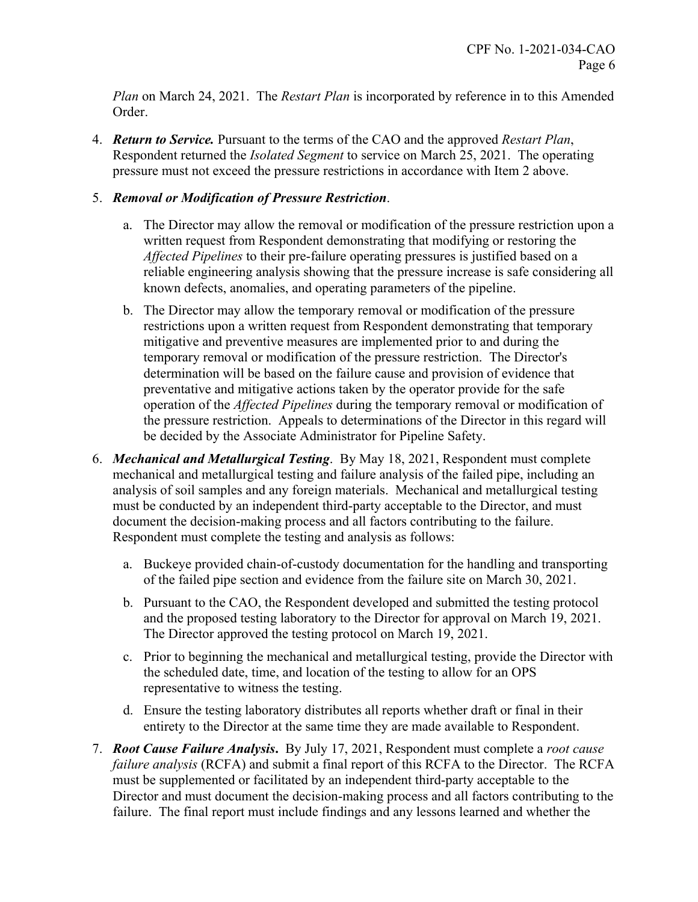*Plan* on March 24, 2021. The *Restart Plan* is incorporated by reference in to this Amended Order.

4. ***Return to Service.*** Pursuant to the terms of the CAO and the approved *Restart Plan*, Respondent returned the *Isolated Segment* to service on March 25, 2021. The operating pressure must not exceed the pressure restrictions in accordance with Item 2 above.

5. ***Removal or Modification of Pressure Restriction***.

   a. The Director may allow the removal or modification of the pressure restriction upon a written request from Respondent demonstrating that modifying or restoring the *Affected Pipelines* to their pre-failure operating pressures is justified based on a reliable engineering analysis showing that the pressure increase is safe considering all known defects, anomalies, and operating parameters of the pipeline.

   b. The Director may allow the temporary removal or modification of the pressure restrictions upon a written request from Respondent demonstrating that temporary mitigative and preventive measures are implemented prior to and during the temporary removal or modification of the pressure restriction. The Director's determination will be based on the failure cause and provision of evidence that preventative and mitigative actions taken by the operator provide for the safe operation of the *Affected Pipelines* during the temporary removal or modification of the pressure restriction. Appeals to determinations of the Director in this regard will be decided by the Associate Administrator for Pipeline Safety.

6. ***Mechanical and Metallurgical Testing***. By May 18, 2021, Respondent must complete mechanical and metallurgical testing and failure analysis of the failed pipe, including an analysis of soil samples and any foreign materials. Mechanical and metallurgical testing must be conducted by an independent third-party acceptable to the Director, and must document the decision-making process and all factors contributing to the failure. Respondent must complete the testing and analysis as follows:

   a. Buckeye provided chain-of-custody documentation for the handling and transporting of the failed pipe section and evidence from the failure site on March 30, 2021.

   b. Pursuant to the CAO, the Respondent developed and submitted the testing protocol and the proposed testing laboratory to the Director for approval on March 19, 2021. The Director approved the testing protocol on March 19, 2021.

   c. Prior to beginning the mechanical and metallurgical testing, provide the Director with the scheduled date, time, and location of the testing to allow for an OPS representative to witness the testing.

   d. Ensure the testing laboratory distributes all reports whether draft or final in their entirety to the Director at the same time they are made available to Respondent.

7. ***Root Cause Failure Analysis*****.** By July 17, 2021, Respondent must complete a *root cause failure analysis* (RCFA) and submit a final report of this RCFA to the Director. The RCFA must be supplemented or facilitated by an independent third-party acceptable to the Director and must document the decision-making process and all factors contributing to the failure. The final report must include findings and any lessons learned and whether the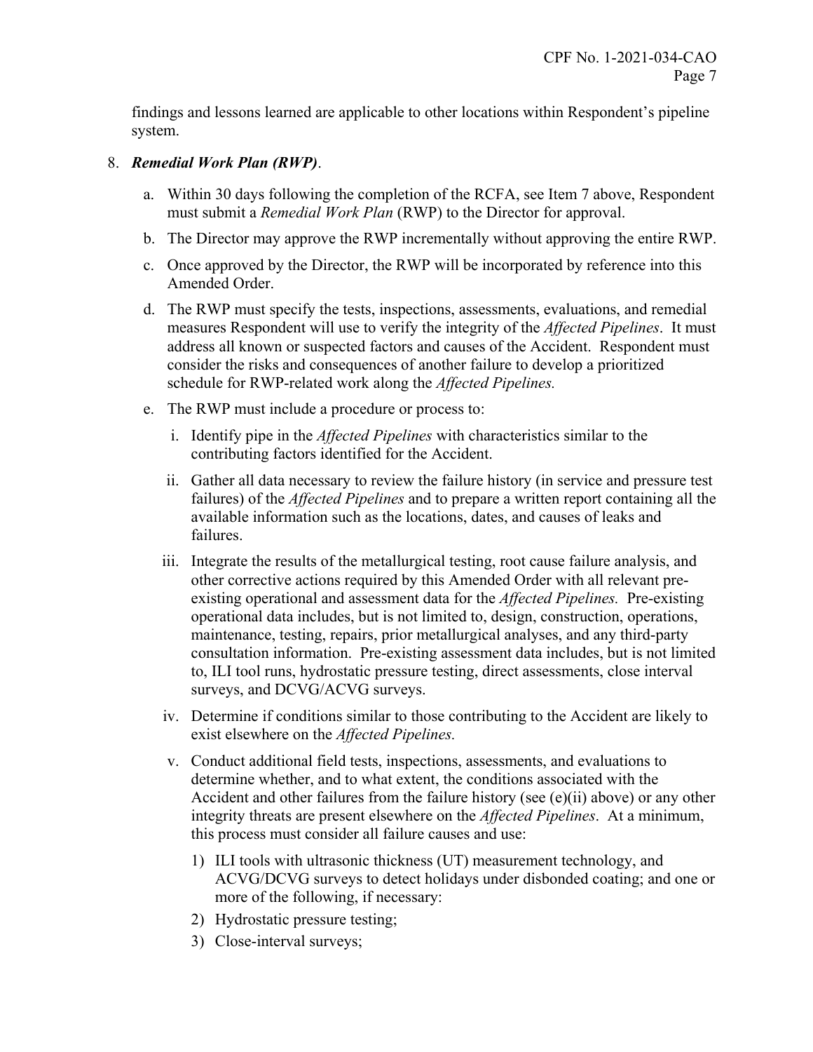findings and lessons learned are applicable to other locations within Respondent's pipeline system.

8. ***Remedial Work Plan (RWP)***.

   a. Within 30 days following the completion of the RCFA, see Item 7 above, Respondent must submit a *Remedial Work Plan* (RWP) to the Director for approval.

   b. The Director may approve the RWP incrementally without approving the entire RWP.

   c. Once approved by the Director, the RWP will be incorporated by reference into this Amended Order.

   d. The RWP must specify the tests, inspections, assessments, evaluations, and remedial measures Respondent will use to verify the integrity of the *Affected Pipelines*. It must address all known or suspected factors and causes of the Accident. Respondent must consider the risks and consequences of another failure to develop a prioritized schedule for RWP-related work along the *Affected Pipelines.*

   e. The RWP must include a procedure or process to:

      i. Identify pipe in the *Affected Pipelines* with characteristics similar to the contributing factors identified for the Accident.

      ii. Gather all data necessary to review the failure history (in service and pressure test failures) of the *Affected Pipelines* and to prepare a written report containing all the available information such as the locations, dates, and causes of leaks and failures.

      iii. Integrate the results of the metallurgical testing, root cause failure analysis, and other corrective actions required by this Amended Order with all relevant pre-existing operational and assessment data for the *Affected Pipelines.* Pre-existing operational data includes, but is not limited to, design, construction, operations, maintenance, testing, repairs, prior metallurgical analyses, and any third-party consultation information. Pre-existing assessment data includes, but is not limited to, ILI tool runs, hydrostatic pressure testing, direct assessments, close interval surveys, and DCVG/ACVG surveys.

      iv. Determine if conditions similar to those contributing to the Accident are likely to exist elsewhere on the *Affected Pipelines.*

      v. Conduct additional field tests, inspections, assessments, and evaluations to determine whether, and to what extent, the conditions associated with the Accident and other failures from the failure history (see (e)(ii) above) or any other integrity threats are present elsewhere on the *Affected Pipelines*. At a minimum, this process must consider all failure causes and use:

         1) ILI tools with ultrasonic thickness (UT) measurement technology, and ACVG/DCVG surveys to detect holidays under disbonded coating; and one or more of the following, if necessary:

         2) Hydrostatic pressure testing;

         3) Close-interval surveys;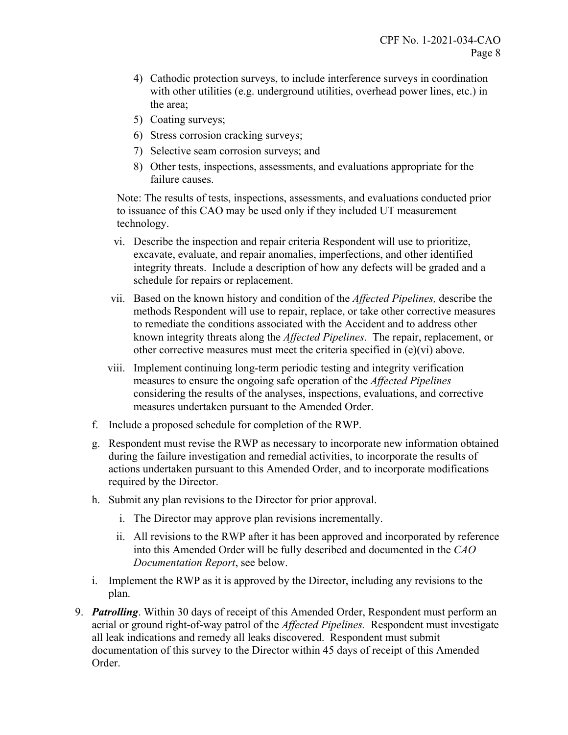4) Cathodic protection surveys, to include interference surveys in coordination with other utilities (e.g. underground utilities, overhead power lines, etc.) in the area;
5) Coating surveys;
6) Stress corrosion cracking surveys;
7) Selective seam corrosion surveys; and
8) Other tests, inspections, assessments, and evaluations appropriate for the failure causes.

Note: The results of tests, inspections, assessments, and evaluations conducted prior to issuance of this CAO may be used only if they included UT measurement technology.

vi. Describe the inspection and repair criteria Respondent will use to prioritize, excavate, evaluate, and repair anomalies, imperfections, and other identified integrity threats. Include a description of how any defects will be graded and a schedule for repairs or replacement.

vii. Based on the known history and condition of the *Affected Pipelines,* describe the methods Respondent will use to repair, replace, or take other corrective measures to remediate the conditions associated with the Accident and to address other known integrity threats along the *Affected Pipelines*. The repair, replacement, or other corrective measures must meet the criteria specified in (e)(vi) above.

viii. Implement continuing long-term periodic testing and integrity verification measures to ensure the ongoing safe operation of the *Affected Pipelines* considering the results of the analyses, inspections, evaluations, and corrective measures undertaken pursuant to the Amended Order.

f. Include a proposed schedule for completion of the RWP.

g. Respondent must revise the RWP as necessary to incorporate new information obtained during the failure investigation and remedial activities, to incorporate the results of actions undertaken pursuant to this Amended Order, and to incorporate modifications required by the Director.

h. Submit any plan revisions to the Director for prior approval.

   i. The Director may approve plan revisions incrementally.

   ii. All revisions to the RWP after it has been approved and incorporated by reference into this Amended Order will be fully described and documented in the *CAO Documentation Report*, see below.

i. Implement the RWP as it is approved by the Director, including any revisions to the plan.

9. ***Patrolling***. Within 30 days of receipt of this Amended Order, Respondent must perform an aerial or ground right-of-way patrol of the *Affected Pipelines.* Respondent must investigate all leak indications and remedy all leaks discovered. Respondent must submit documentation of this survey to the Director within 45 days of receipt of this Amended Order.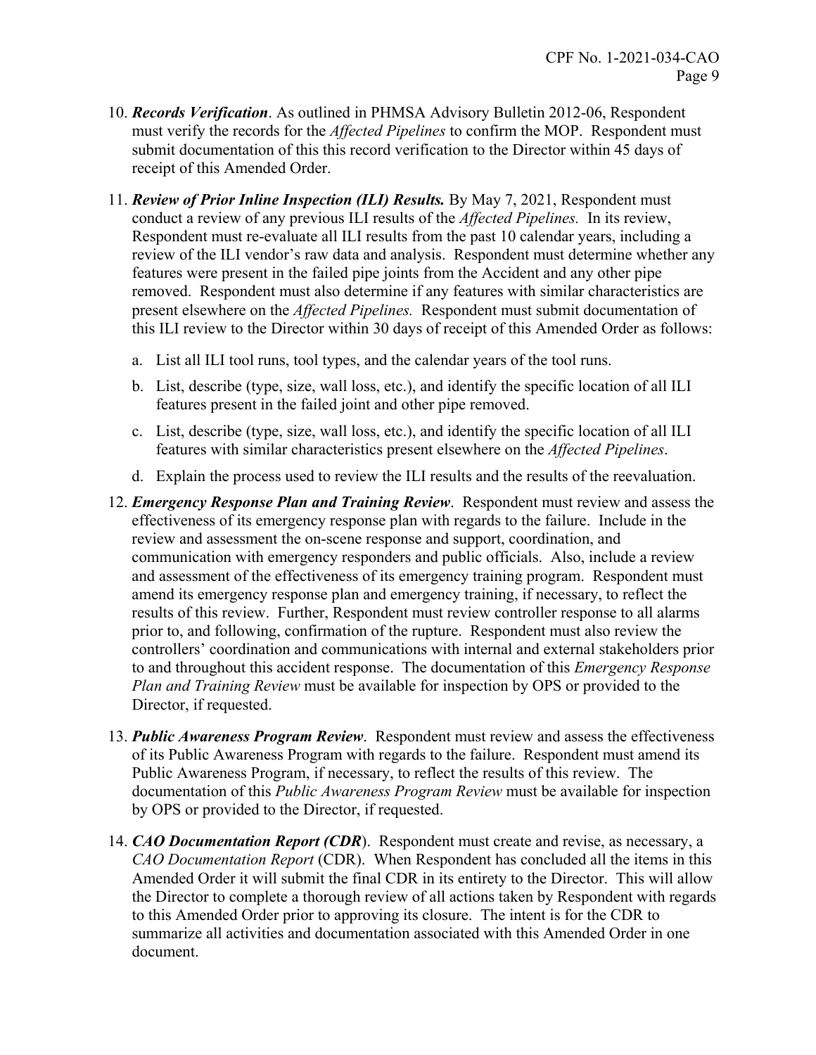10. ***Records Verification***. As outlined in PHMSA Advisory Bulletin 2012-06, Respondent must verify the records for the *Affected Pipelines* to confirm the MOP. Respondent must submit documentation of this this record verification to the Director within 45 days of receipt of this Amended Order.

11. ***Review of Prior Inline Inspection (ILI) Results.*** By May 7, 2021, Respondent must conduct a review of any previous ILI results of the *Affected Pipelines.* In its review, Respondent must re-evaluate all ILI results from the past 10 calendar years, including a review of the ILI vendor's raw data and analysis. Respondent must determine whether any features were present in the failed pipe joints from the Accident and any other pipe removed. Respondent must also determine if any features with similar characteristics are present elsewhere on the *Affected Pipelines.* Respondent must submit documentation of this ILI review to the Director within 30 days of receipt of this Amended Order as follows:

    a. List all ILI tool runs, tool types, and the calendar years of the tool runs.

    b. List, describe (type, size, wall loss, etc.), and identify the specific location of all ILI features present in the failed joint and other pipe removed.

    c. List, describe (type, size, wall loss, etc.), and identify the specific location of all ILI features with similar characteristics present elsewhere on the *Affected Pipelines*.

    d. Explain the process used to review the ILI results and the results of the reevaluation.

12. ***Emergency Response Plan and Training Review***. Respondent must review and assess the effectiveness of its emergency response plan with regards to the failure. Include in the review and assessment the on-scene response and support, coordination, and communication with emergency responders and public officials. Also, include a review and assessment of the effectiveness of its emergency training program. Respondent must amend its emergency response plan and emergency training, if necessary, to reflect the results of this review. Further, Respondent must review controller response to all alarms prior to, and following, confirmation of the rupture. Respondent must also review the controllers' coordination and communications with internal and external stakeholders prior to and throughout this accident response. The documentation of this *Emergency Response Plan and Training Review* must be available for inspection by OPS or provided to the Director, if requested.

13. ***Public Awareness Program Review***. Respondent must review and assess the effectiveness of its Public Awareness Program with regards to the failure. Respondent must amend its Public Awareness Program, if necessary, to reflect the results of this review. The documentation of this *Public Awareness Program Review* must be available for inspection by OPS or provided to the Director, if requested.

14. ***CAO Documentation Report (CDR)***. Respondent must create and revise, as necessary, a *CAO Documentation Report* (CDR). When Respondent has concluded all the items in this Amended Order it will submit the final CDR in its entirety to the Director. This will allow the Director to complete a thorough review of all actions taken by Respondent with regards to this Amended Order prior to approving its closure. The intent is for the CDR to summarize all activities and documentation associated with this Amended Order in one document.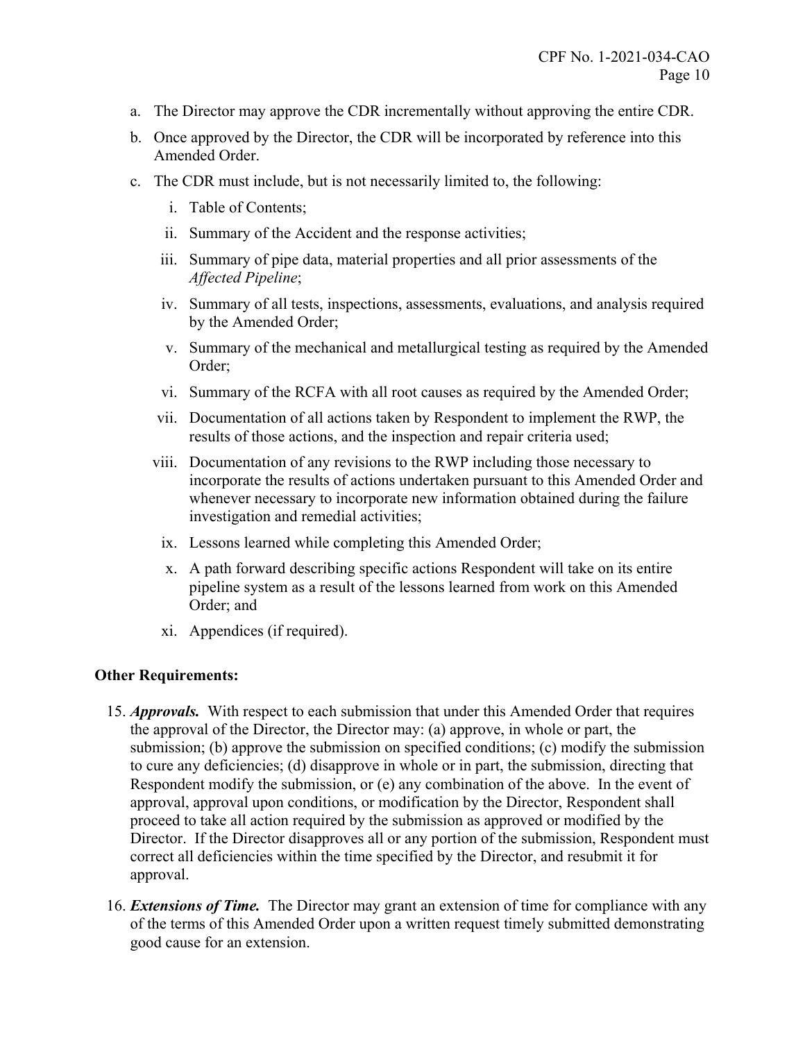a. The Director may approve the CDR incrementally without approving the entire CDR.

b. Once approved by the Director, the CDR will be incorporated by reference into this Amended Order.

c. The CDR must include, but is not necessarily limited to, the following:

   i. Table of Contents;

   ii. Summary of the Accident and the response activities;

   iii. Summary of pipe data, material properties and all prior assessments of the *Affected Pipeline*;

   iv. Summary of all tests, inspections, assessments, evaluations, and analysis required by the Amended Order;

   v. Summary of the mechanical and metallurgical testing as required by the Amended Order;

   vi. Summary of the RCFA with all root causes as required by the Amended Order;

   vii. Documentation of all actions taken by Respondent to implement the RWP, the results of those actions, and the inspection and repair criteria used;

   viii. Documentation of any revisions to the RWP including those necessary to incorporate the results of actions undertaken pursuant to this Amended Order and whenever necessary to incorporate new information obtained during the failure investigation and remedial activities;

   ix. Lessons learned while completing this Amended Order;

   x. A path forward describing specific actions Respondent will take on its entire pipeline system as a result of the lessons learned from work on this Amended Order; and

   xi. Appendices (if required).

**Other Requirements:**

15. ***Approvals.*** With respect to each submission that under this Amended Order that requires the approval of the Director, the Director may: (a) approve, in whole or part, the submission; (b) approve the submission on specified conditions; (c) modify the submission to cure any deficiencies; (d) disapprove in whole or in part, the submission, directing that Respondent modify the submission, or (e) any combination of the above. In the event of approval, approval upon conditions, or modification by the Director, Respondent shall proceed to take all action required by the submission as approved or modified by the Director. If the Director disapproves all or any portion of the submission, Respondent must correct all deficiencies within the time specified by the Director, and resubmit it for approval.

16. ***Extensions of Time.*** The Director may grant an extension of time for compliance with any of the terms of this Amended Order upon a written request timely submitted demonstrating good cause for an extension.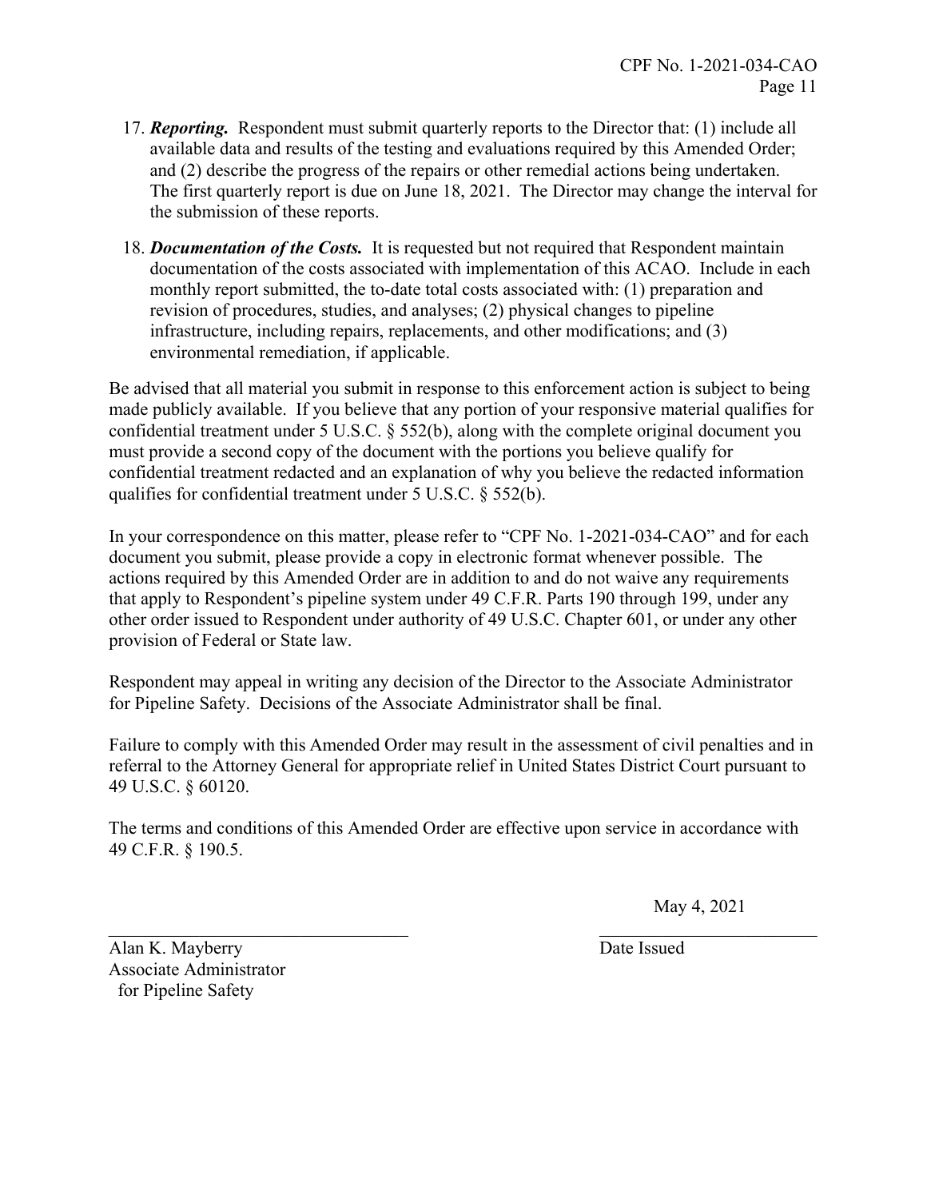17. ***Reporting.*** Respondent must submit quarterly reports to the Director that: (1) include all available data and results of the testing and evaluations required by this Amended Order; and (2) describe the progress of the repairs or other remedial actions being undertaken. The first quarterly report is due on June 18, 2021. The Director may change the interval for the submission of these reports.

18. ***Documentation of the Costs.*** It is requested but not required that Respondent maintain documentation of the costs associated with implementation of this ACAO. Include in each monthly report submitted, the to-date total costs associated with: (1) preparation and revision of procedures, studies, and analyses; (2) physical changes to pipeline infrastructure, including repairs, replacements, and other modifications; and (3) environmental remediation, if applicable.

Be advised that all material you submit in response to this enforcement action is subject to being made publicly available. If you believe that any portion of your responsive material qualifies for confidential treatment under 5 U.S.C. § 552(b), along with the complete original document you must provide a second copy of the document with the portions you believe qualify for confidential treatment redacted and an explanation of why you believe the redacted information qualifies for confidential treatment under 5 U.S.C. § 552(b).

In your correspondence on this matter, please refer to "CPF No. 1-2021-034-CAO" and for each document you submit, please provide a copy in electronic format whenever possible. The actions required by this Amended Order are in addition to and do not waive any requirements that apply to Respondent's pipeline system under 49 C.F.R. Parts 190 through 199, under any other order issued to Respondent under authority of 49 U.S.C. Chapter 601, or under any other provision of Federal or State law.

Respondent may appeal in writing any decision of the Director to the Associate Administrator for Pipeline Safety. Decisions of the Associate Administrator shall be final.

Failure to comply with this Amended Order may result in the assessment of civil penalties and in referral to the Attorney General for appropriate relief in United States District Court pursuant to 49 U.S.C. § 60120.

The terms and conditions of this Amended Order are effective upon service in accordance with 49 C.F.R. § 190.5.

May 4, 2021

\_\_\_\_\_\_\_\_\_\_\_\_\_\_\_\_\_\_\_\_\_\_\_\_\_\_\_\_\_\_\_\_\_ \_\_\_\_\_\_\_\_\_\_\_\_\_\_\_\_\_\_\_\_\_\_\_\_

Alan K. Mayberry
Associate Administrator
for Pipeline Safety

Date Issued